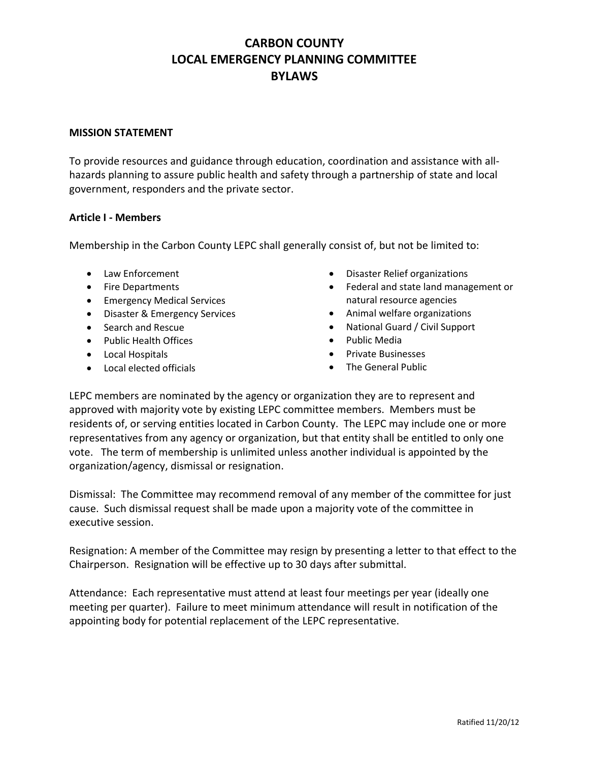# CARBON COUNTY
# LOCAL EMERGENCY PLANNING COMMITTEE
# BYLAWS

**MISSION STATEMENT**

To provide resources and guidance through education, coordination and assistance with all-hazards planning to assure public health and safety through a partnership of state and local government, responders and the private sector.

**Article I - Members**

Membership in the Carbon County LEPC shall generally consist of, but not be limited to:

- Law Enforcement
- Fire Departments
- Emergency Medical Services
- Disaster & Emergency Services
- Search and Rescue
- Public Health Offices
- Local Hospitals
- Local elected officials
- Disaster Relief organizations
- Federal and state land management or natural resource agencies
- Animal welfare organizations
- National Guard / Civil Support
- Public Media
- Private Businesses
- The General Public

LEPC members are nominated by the agency or organization they are to represent and approved with majority vote by existing LEPC committee members. Members must be residents of, or serving entities located in Carbon County. The LEPC may include one or more representatives from any agency or organization, but that entity shall be entitled to only one vote. The term of membership is unlimited unless another individual is appointed by the organization/agency, dismissal or resignation.

Dismissal: The Committee may recommend removal of any member of the committee for just cause. Such dismissal request shall be made upon a majority vote of the committee in executive session.

Resignation: A member of the Committee may resign by presenting a letter to that effect to the Chairperson. Resignation will be effective up to 30 days after submittal.

Attendance: Each representative must attend at least four meetings per year (ideally one meeting per quarter). Failure to meet minimum attendance will result in notification of the appointing body for potential replacement of the LEPC representative.

Ratified 11/20/12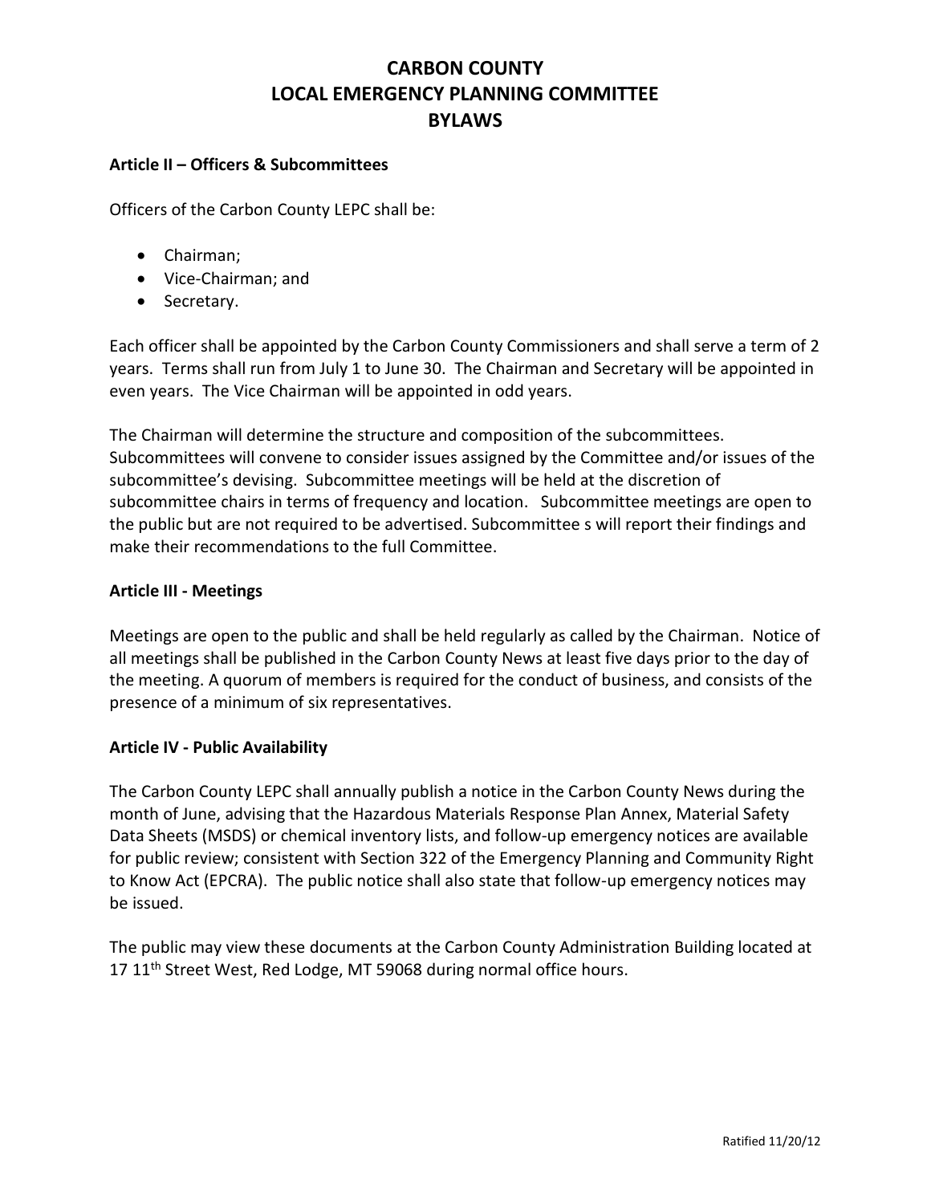# CARBON COUNTY LOCAL EMERGENCY PLANNING COMMITTEE BYLAWS

### Article II – Officers & Subcommittees

Officers of the Carbon County LEPC shall be:

- Chairman;
- Vice-Chairman; and
- Secretary.

Each officer shall be appointed by the Carbon County Commissioners and shall serve a term of 2 years. Terms shall run from July 1 to June 30. The Chairman and Secretary will be appointed in even years. The Vice Chairman will be appointed in odd years.

The Chairman will determine the structure and composition of the subcommittees. Subcommittees will convene to consider issues assigned by the Committee and/or issues of the subcommittee's devising. Subcommittee meetings will be held at the discretion of subcommittee chairs in terms of frequency and location. Subcommittee meetings are open to the public but are not required to be advertised. Subcommittee s will report their findings and make their recommendations to the full Committee.

### Article III - Meetings

Meetings are open to the public and shall be held regularly as called by the Chairman. Notice of all meetings shall be published in the Carbon County News at least five days prior to the day of the meeting. A quorum of members is required for the conduct of business, and consists of the presence of a minimum of six representatives.

### Article IV - Public Availability

The Carbon County LEPC shall annually publish a notice in the Carbon County News during the month of June, advising that the Hazardous Materials Response Plan Annex, Material Safety Data Sheets (MSDS) or chemical inventory lists, and follow-up emergency notices are available for public review; consistent with Section 322 of the Emergency Planning and Community Right to Know Act (EPCRA). The public notice shall also state that follow-up emergency notices may be issued.

The public may view these documents at the Carbon County Administration Building located at 17 11th Street West, Red Lodge, MT 59068 during normal office hours.

Ratified 11/20/12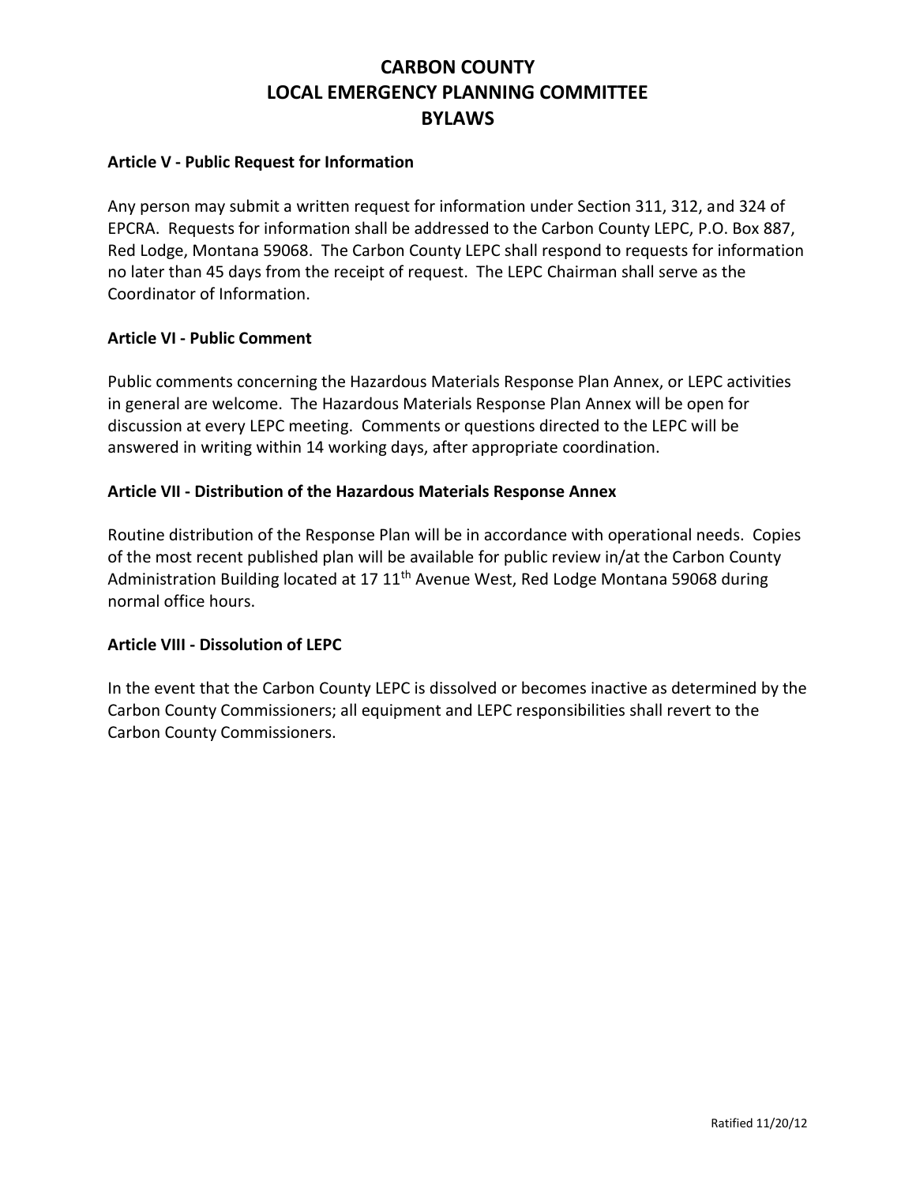# CARBON COUNTY
# LOCAL EMERGENCY PLANNING COMMITTEE
# BYLAWS

**Article V - Public Request for Information**

Any person may submit a written request for information under Section 311, 312, and 324 of EPCRA. Requests for information shall be addressed to the Carbon County LEPC, P.O. Box 887, Red Lodge, Montana 59068. The Carbon County LEPC shall respond to requests for information no later than 45 days from the receipt of request. The LEPC Chairman shall serve as the Coordinator of Information.

**Article VI - Public Comment**

Public comments concerning the Hazardous Materials Response Plan Annex, or LEPC activities in general are welcome. The Hazardous Materials Response Plan Annex will be open for discussion at every LEPC meeting. Comments or questions directed to the LEPC will be answered in writing within 14 working days, after appropriate coordination.

**Article VII - Distribution of the Hazardous Materials Response Annex**

Routine distribution of the Response Plan will be in accordance with operational needs. Copies of the most recent published plan will be available for public review in/at the Carbon County Administration Building located at 17 11th Avenue West, Red Lodge Montana 59068 during normal office hours.

**Article VIII - Dissolution of LEPC**

In the event that the Carbon County LEPC is dissolved or becomes inactive as determined by the Carbon County Commissioners; all equipment and LEPC responsibilities shall revert to the Carbon County Commissioners.

Ratified 11/20/12